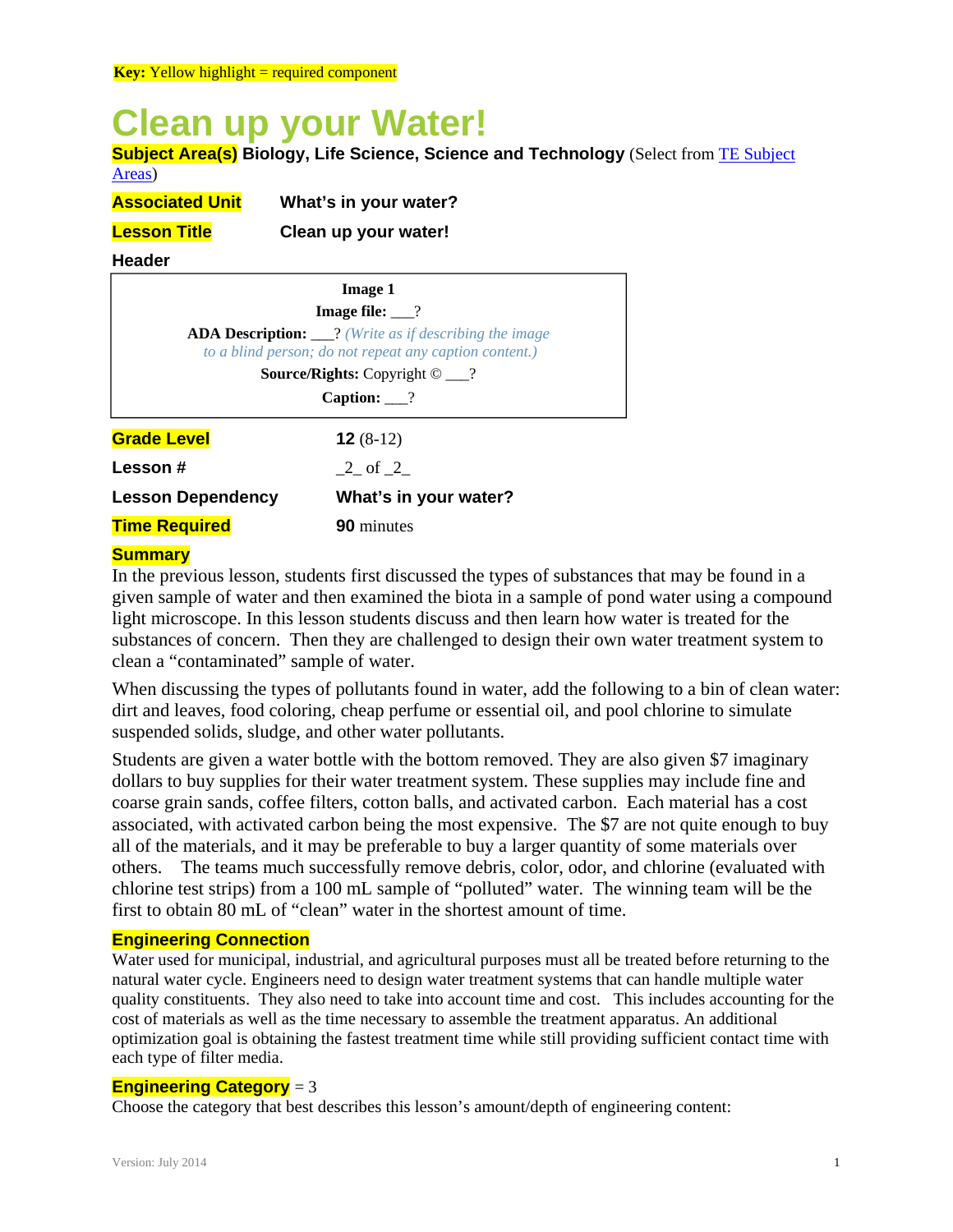**Key:** Yellow highlight = required component

# Clean up your Water!

**Subject Area(s) Biology, Life Science, Science and Technology** (Select from TE Subject Areas)

| | |
|---|---|
| **Associated Unit** | **What's in your water?** |
| **Lesson Title** | **Clean up your water!** |

**Header**

| |
|---|
| **Image 1** |
| **Image file:** ___? |
| **ADA Description:** ___? *(Write as if describing the image to a blind person; do not repeat any caption content.)* |
| **Source/Rights:** Copyright © ___? |
| **Caption:** ___? |

| | |
|---|---|
| **Grade Level** | **12** (8-12) |
| **Lesson #** | _2_ of _2_ |
| **Lesson Dependency** | **What's in your water?** |
| **Time Required** | **90** minutes |

## Summary

In the previous lesson, students first discussed the types of substances that may be found in a given sample of water and then examined the biota in a sample of pond water using a compound light microscope. In this lesson students discuss and then learn how water is treated for the substances of concern. Then they are challenged to design their own water treatment system to clean a "contaminated" sample of water.

When discussing the types of pollutants found in water, add the following to a bin of clean water: dirt and leaves, food coloring, cheap perfume or essential oil, and pool chlorine to simulate suspended solids, sludge, and other water pollutants.

Students are given a water bottle with the bottom removed. They are also given $7 imaginary dollars to buy supplies for their water treatment system. These supplies may include fine and coarse grain sands, coffee filters, cotton balls, and activated carbon. Each material has a cost associated, with activated carbon being the most expensive. The $7 are not quite enough to buy all of the materials, and it may be preferable to buy a larger quantity of some materials over others. The teams much successfully remove debris, color, odor, and chlorine (evaluated with chlorine test strips) from a 100 mL sample of "polluted" water. The winning team will be the first to obtain 80 mL of "clean" water in the shortest amount of time.

## Engineering Connection

Water used for municipal, industrial, and agricultural purposes must all be treated before returning to the natural water cycle. Engineers need to design water treatment systems that can handle multiple water quality constituents. They also need to take into account time and cost. This includes accounting for the cost of materials as well as the time necessary to assemble the treatment apparatus. An additional optimization goal is obtaining the fastest treatment time while still providing sufficient contact time with each type of filter media.

## Engineering Category = 3

Choose the category that best describes this lesson's amount/depth of engineering content: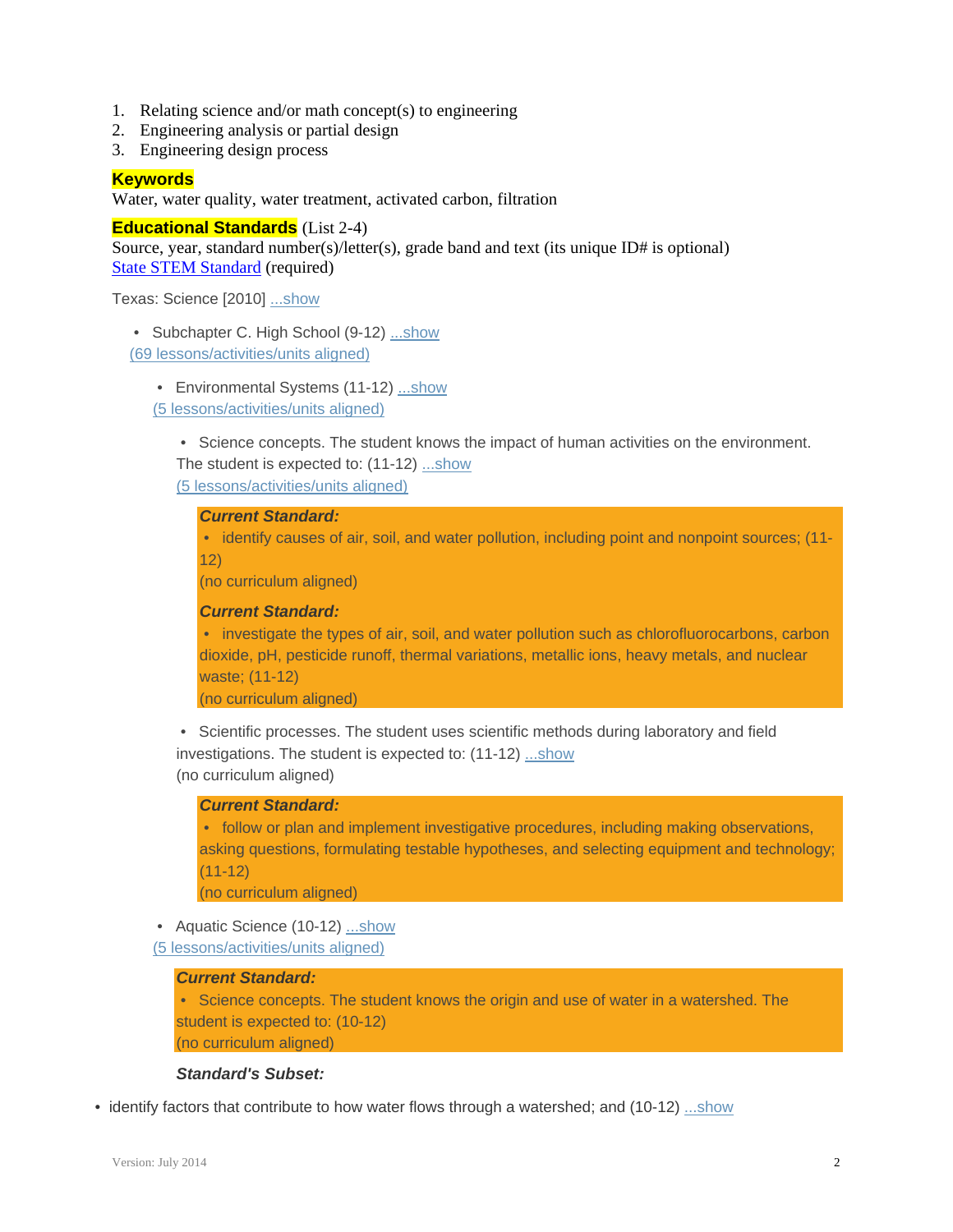1. Relating science and/or math concept(s) to engineering
2. Engineering analysis or partial design
3. Engineering design process

**Keywords**
Water, water quality, water treatment, activated carbon, filtration

**Educational Standards** (List 2-4)
Source, year, standard number(s)/letter(s), grade band and text (its unique ID# is optional)
State STEM Standard (required)

Texas: Science [2010] ...show

- Subchapter C. High School (9-12) ...show
  (69 lessons/activities/units aligned)
  - Environmental Systems (11-12) ...show
    (5 lessons/activities/units aligned)
    - Science concepts. The student knows the impact of human activities on the environment. The student is expected to: (11-12) ...show
      (5 lessons/activities/units aligned)

      ***Current Standard:***
      - identify causes of air, soil, and water pollution, including point and nonpoint sources; (11-12)
      (no curriculum aligned)

      ***Current Standard:***
      - investigate the types of air, soil, and water pollution such as chlorofluorocarbons, carbon dioxide, pH, pesticide runoff, thermal variations, metallic ions, heavy metals, and nuclear waste; (11-12)
      (no curriculum aligned)
    - Scientific processes. The student uses scientific methods during laboratory and field investigations. The student is expected to: (11-12) ...show
      (no curriculum aligned)

      ***Current Standard:***
      - follow or plan and implement investigative procedures, including making observations, asking questions, formulating testable hypotheses, and selecting equipment and technology; (11-12)
      (no curriculum aligned)
  - Aquatic Science (10-12) ...show
    (5 lessons/activities/units aligned)

    ***Current Standard:***
    - Science concepts. The student knows the origin and use of water in a watershed. The student is expected to: (10-12)
    (no curriculum aligned)

    ***Standard's Subset:***

- identify factors that contribute to how water flows through a watershed; and (10-12) ...show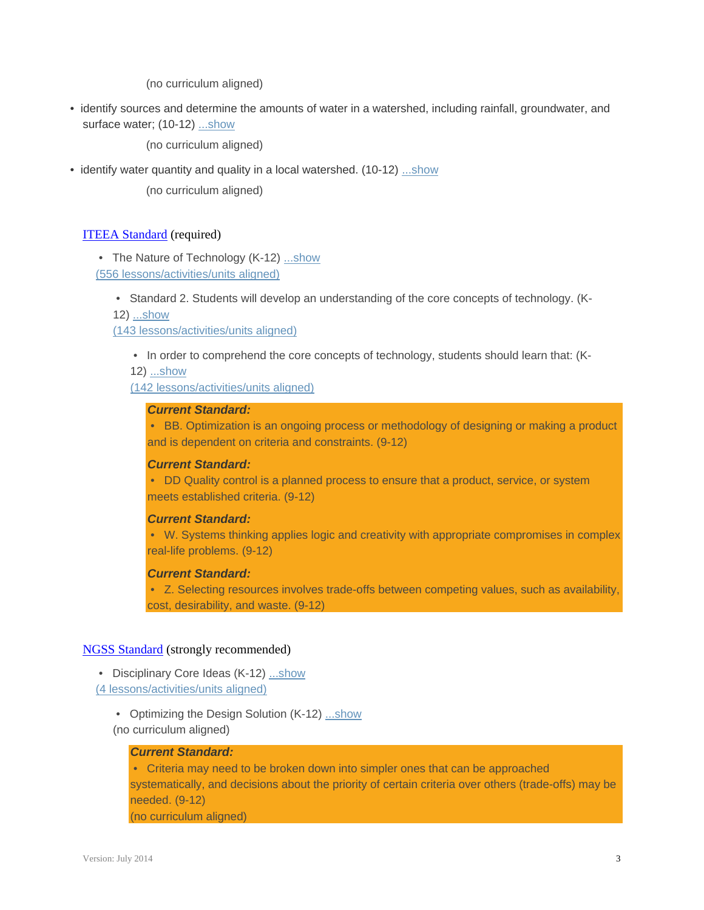(no curriculum aligned)

- identify sources and determine the amounts of water in a watershed, including rainfall, groundwater, and surface water; (10-12) ...show

    (no curriculum aligned)

- identify water quantity and quality in a local watershed. (10-12) ...show

    (no curriculum aligned)

ITEEA Standard (required)

- The Nature of Technology (K-12) ...show
  (556 lessons/activities/units aligned)

  - Standard 2. Students will develop an understanding of the core concepts of technology. (K-12) ...show
    (143 lessons/activities/units aligned)

    - In order to comprehend the core concepts of technology, students should learn that: (K-12) ...show
      (142 lessons/activities/units aligned)

      ***Current Standard:***
      - BB. Optimization is an ongoing process or methodology of designing or making a product and is dependent on criteria and constraints. (9-12)

      ***Current Standard:***
      - DD Quality control is a planned process to ensure that a product, service, or system meets established criteria. (9-12)

      ***Current Standard:***
      - W. Systems thinking applies logic and creativity with appropriate compromises in complex real-life problems. (9-12)

      ***Current Standard:***
      - Z. Selecting resources involves trade-offs between competing values, such as availability, cost, desirability, and waste. (9-12)

NGSS Standard (strongly recommended)

- Disciplinary Core Ideas (K-12) ...show
  (4 lessons/activities/units aligned)

  - Optimizing the Design Solution (K-12) ...show
    (no curriculum aligned)

    ***Current Standard:***
    - Criteria may need to be broken down into simpler ones that can be approached systematically, and decisions about the priority of certain criteria over others (trade-offs) may be needed. (9-12)

    (no curriculum aligned)

Version: July 2014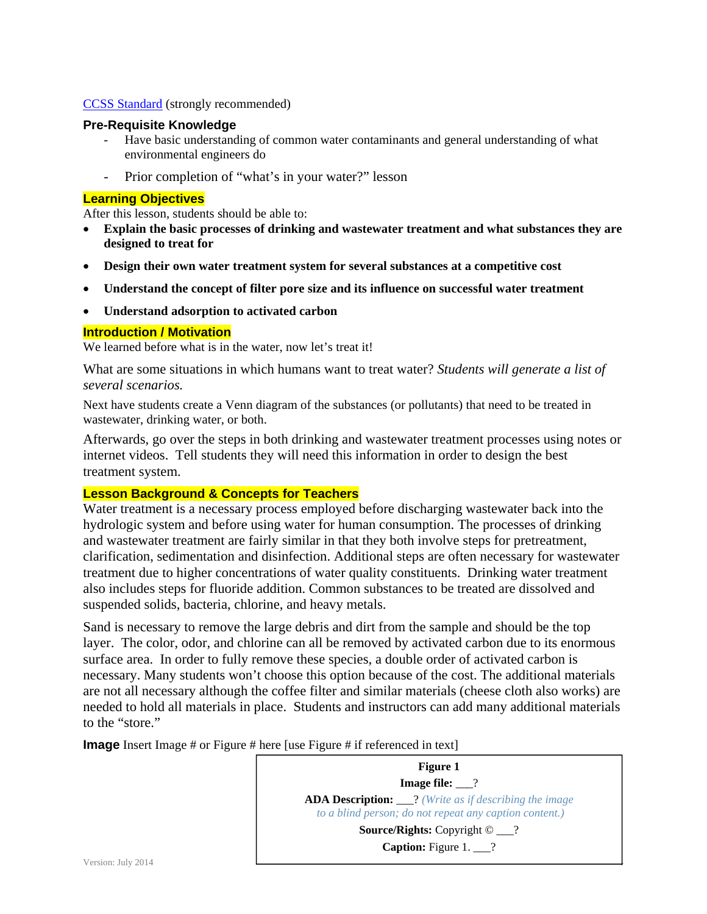CCSS Standard (strongly recommended)

### Pre-Requisite Knowledge

- Have basic understanding of common water contaminants and general understanding of what environmental engineers do
- Prior completion of "what's in your water?" lesson

### Learning Objectives

After this lesson, students should be able to:

- **Explain the basic processes of drinking and wastewater treatment and what substances they are designed to treat for**
- **Design their own water treatment system for several substances at a competitive cost**
- **Understand the concept of filter pore size and its influence on successful water treatment**
- **Understand adsorption to activated carbon**

### Introduction / Motivation

We learned before what is in the water, now let's treat it!

What are some situations in which humans want to treat water? *Students will generate a list of several scenarios.*

Next have students create a Venn diagram of the substances (or pollutants) that need to be treated in wastewater, drinking water, or both.

Afterwards, go over the steps in both drinking and wastewater treatment processes using notes or internet videos. Tell students they will need this information in order to design the best treatment system.

### Lesson Background & Concepts for Teachers

Water treatment is a necessary process employed before discharging wastewater back into the hydrologic system and before using water for human consumption. The processes of drinking and wastewater treatment are fairly similar in that they both involve steps for pretreatment, clarification, sedimentation and disinfection. Additional steps are often necessary for wastewater treatment due to higher concentrations of water quality constituents. Drinking water treatment also includes steps for fluoride addition. Common substances to be treated are dissolved and suspended solids, bacteria, chlorine, and heavy metals.

Sand is necessary to remove the large debris and dirt from the sample and should be the top layer. The color, odor, and chlorine can all be removed by activated carbon due to its enormous surface area. In order to fully remove these species, a double order of activated carbon is necessary. Many students won't choose this option because of the cost. The additional materials are not all necessary although the coffee filter and similar materials (cheese cloth also works) are needed to hold all materials in place. Students and instructors can add many additional materials to the "store."

**Image** Insert Image # or Figure # here [use Figure # if referenced in text]

**Figure 1**

**Image file:** ___?

**ADA Description:** ___? *(Write as if describing the image to a blind person; do not repeat any caption content.)*

**Source/Rights:** Copyright © ___?

**Caption:** Figure 1. ___?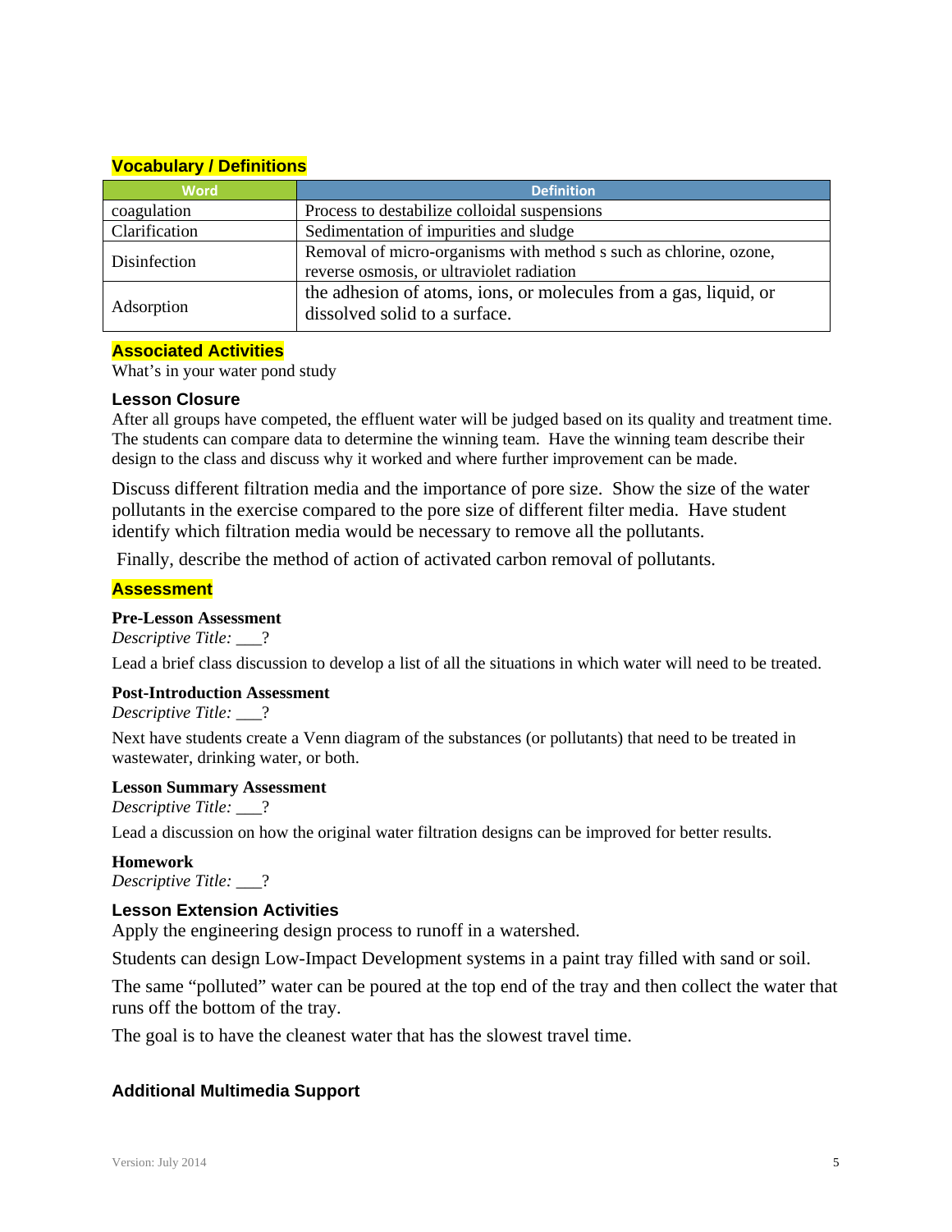## Vocabulary / Definitions

| Word | Definition |
|---|---|
| coagulation | Process to destabilize colloidal suspensions |
| Clarification | Sedimentation of impurities and sludge |
| Disinfection | Removal of micro-organisms with method s such as chlorine, ozone, reverse osmosis, or ultraviolet radiation |
| Adsorption | the adhesion of atoms, ions, or molecules from a gas, liquid, or dissolved solid to a surface. |

## Associated Activities

What's in your water pond study

### Lesson Closure

After all groups have competed, the effluent water will be judged based on its quality and treatment time. The students can compare data to determine the winning team. Have the winning team describe their design to the class and discuss why it worked and where further improvement can be made.

Discuss different filtration media and the importance of pore size. Show the size of the water pollutants in the exercise compared to the pore size of different filter media. Have student identify which filtration media would be necessary to remove all the pollutants.

Finally, describe the method of action of activated carbon removal of pollutants.

## Assessment

**Pre-Lesson Assessment**

*Descriptive Title:* ___?

Lead a brief class discussion to develop a list of all the situations in which water will need to be treated.

**Post-Introduction Assessment**

*Descriptive Title:* ___?

Next have students create a Venn diagram of the substances (or pollutants) that need to be treated in wastewater, drinking water, or both.

**Lesson Summary Assessment**

*Descriptive Title:* ___?

Lead a discussion on how the original water filtration designs can be improved for better results.

**Homework**

*Descriptive Title:* ___?

### Lesson Extension Activities

Apply the engineering design process to runoff in a watershed.

Students can design Low-Impact Development systems in a paint tray filled with sand or soil.

The same "polluted" water can be poured at the top end of the tray and then collect the water that runs off the bottom of the tray.

The goal is to have the cleanest water that has the slowest travel time.

### Additional Multimedia Support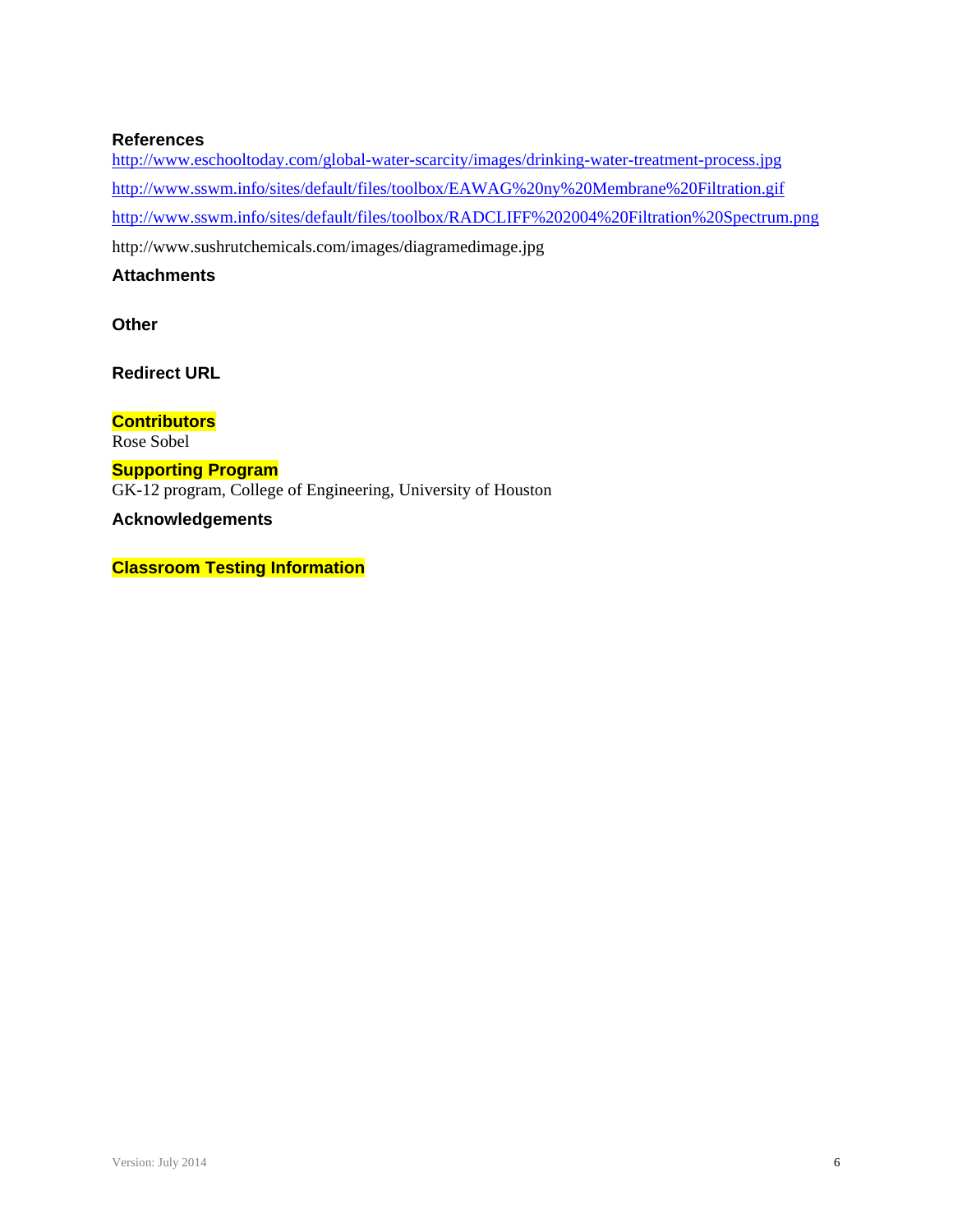### References

http://www.eschooltoday.com/global-water-scarcity/images/drinking-water-treatment-process.jpg

http://www.sswm.info/sites/default/files/toolbox/EAWAG%20ny%20Membrane%20Filtration.gif

http://www.sswm.info/sites/default/files/toolbox/RADCLIFF%202004%20Filtration%20Spectrum.png

http://www.sushrutchemicals.com/images/diagramedimage.jpg

### Attachments

### Other

### Redirect URL

### Contributors

Rose Sobel

### Supporting Program

GK-12 program, College of Engineering, University of Houston

### Acknowledgements

### Classroom Testing Information